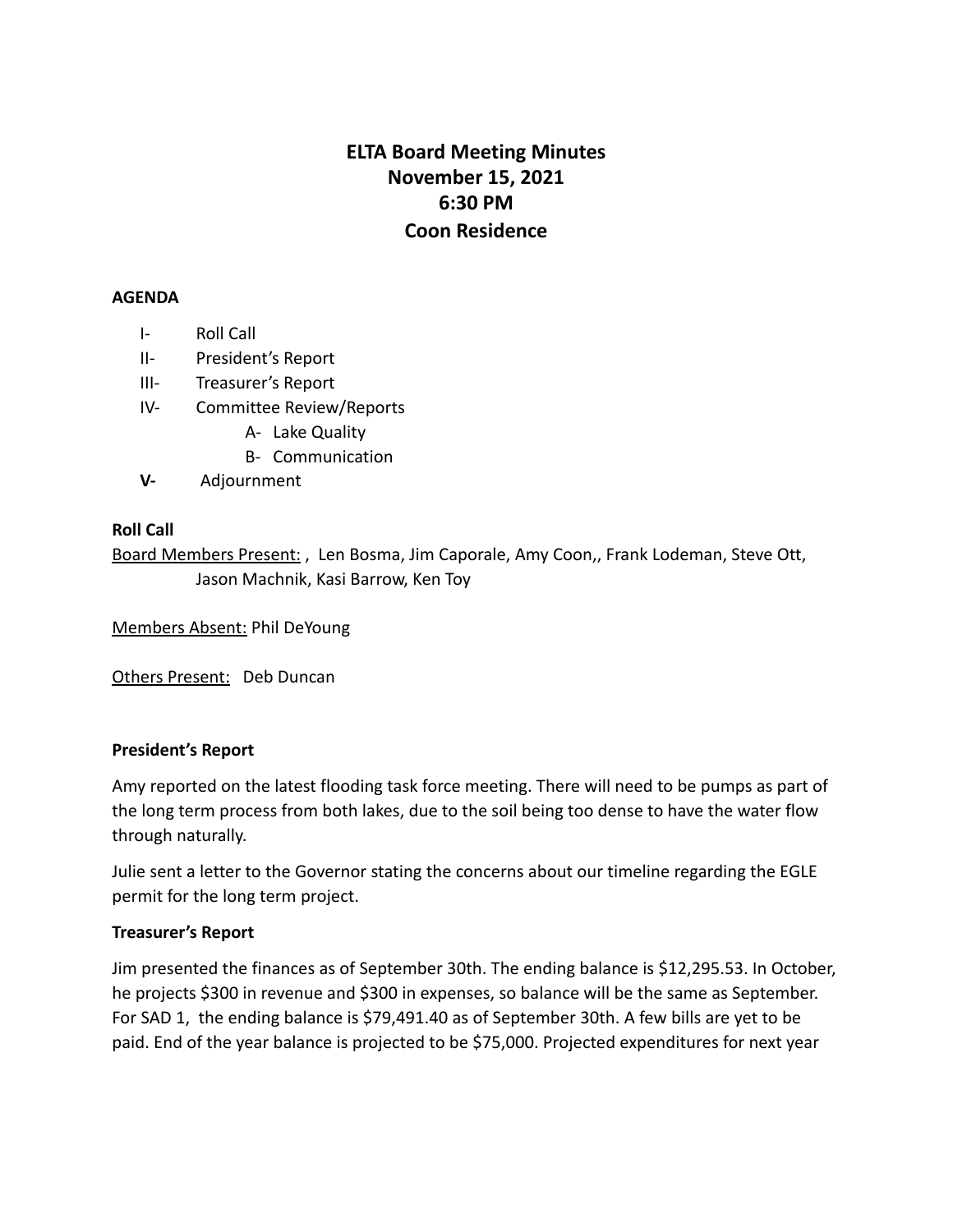# ELTA Board Meeting Minutes
## November 15, 2021
## 6:30 PM
## Coon Residence

**AGENDA**

- I- Roll Call
- II- President's Report
- III- Treasurer's Report
- IV- Committee Review/Reports
  - A- Lake Quality
  - B- Communication
- **V-** Adjournment

**Roll Call**

Board Members Present: , Len Bosma, Jim Caporale, Amy Coon,, Frank Lodeman, Steve Ott, Jason Machnik, Kasi Barrow, Ken Toy

Members Absent: Phil DeYoung

Others Present: Deb Duncan

**President's Report**

Amy reported on the latest flooding task force meeting. There will need to be pumps as part of the long term process from both lakes, due to the soil being too dense to have the water flow through naturally.

Julie sent a letter to the Governor stating the concerns about our timeline regarding the EGLE permit for the long term project.

**Treasurer's Report**

Jim presented the finances as of September 30th. The ending balance is $12,295.53. In October, he projects $300 in revenue and $300 in expenses, so balance will be the same as September. For SAD 1, the ending balance is $79,491.40 as of September 30th. A few bills are yet to be paid. End of the year balance is projected to be $75,000. Projected expenditures for next year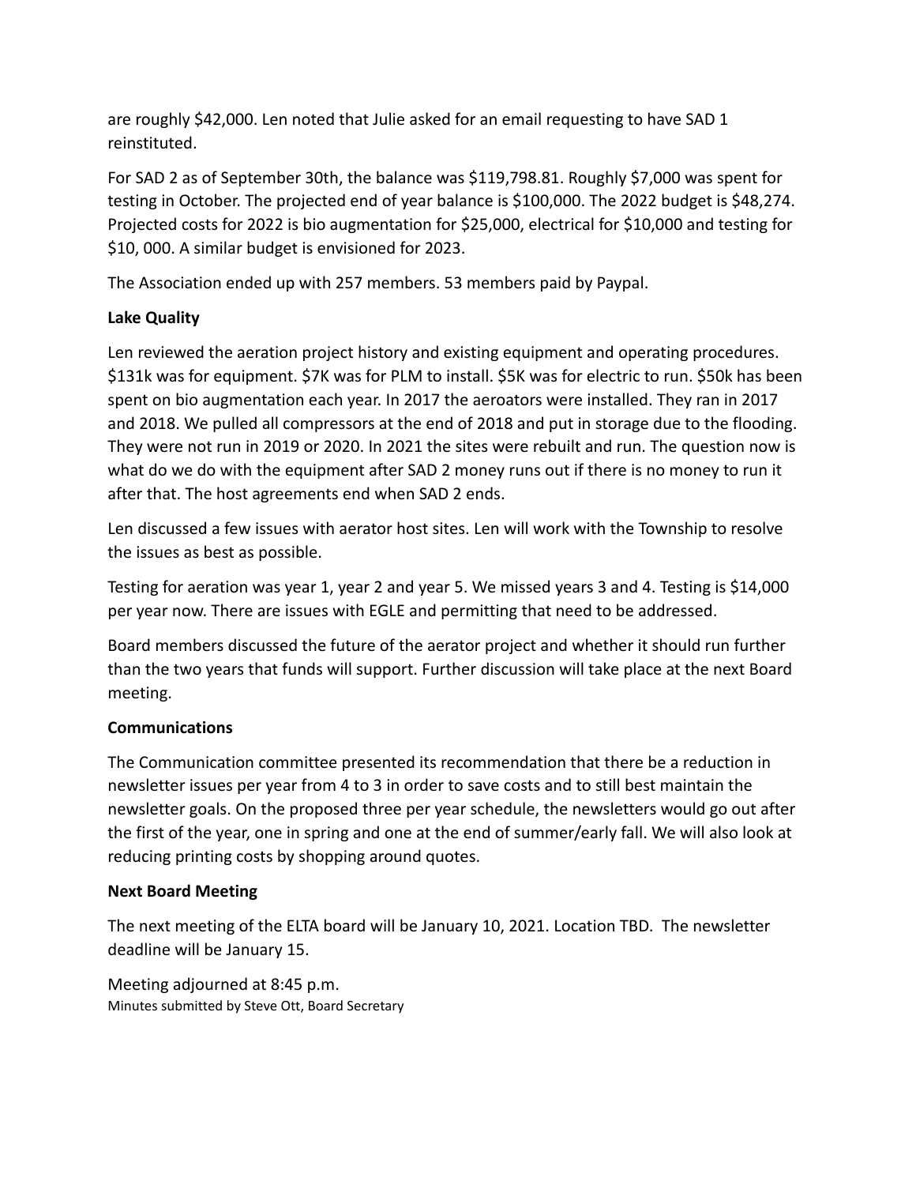are roughly $42,000. Len noted that Julie asked for an email requesting to have SAD 1 reinstituted.

For SAD 2 as of September 30th, the balance was $119,798.81. Roughly $7,000 was spent for testing in October. The projected end of year balance is $100,000. The 2022 budget is $48,274. Projected costs for 2022 is bio augmentation for $25,000, electrical for $10,000 and testing for $10, 000. A similar budget is envisioned for 2023.

The Association ended up with 257 members. 53 members paid by Paypal.

**Lake Quality**

Len reviewed the aeration project history and existing equipment and operating procedures. $131k was for equipment. $7K was for PLM to install. $5K was for electric to run. $50k has been spent on bio augmentation each year. In 2017 the aeroators were installed. They ran in 2017 and 2018. We pulled all compressors at the end of 2018 and put in storage due to the flooding. They were not run in 2019 or 2020. In 2021 the sites were rebuilt and run. The question now is what do we do with the equipment after SAD 2 money runs out if there is no money to run it after that. The host agreements end when SAD 2 ends.

Len discussed a few issues with aerator host sites. Len will work with the Township to resolve the issues as best as possible.

Testing for aeration was year 1, year 2 and year 5. We missed years 3 and 4. Testing is $14,000 per year now. There are issues with EGLE and permitting that need to be addressed.

Board members discussed the future of the aerator project and whether it should run further than the two years that funds will support. Further discussion will take place at the next Board meeting.

**Communications**

The Communication committee presented its recommendation that there be a reduction in newsletter issues per year from 4 to 3 in order to save costs and to still best maintain the newsletter goals. On the proposed three per year schedule, the newsletters would go out after the first of the year, one in spring and one at the end of summer/early fall. We will also look at reducing printing costs by shopping around quotes.

**Next Board Meeting**

The next meeting of the ELTA board will be January 10, 2021. Location TBD. The newsletter deadline will be January 15.

Meeting adjourned at 8:45 p.m.
Minutes submitted by Steve Ott, Board Secretary